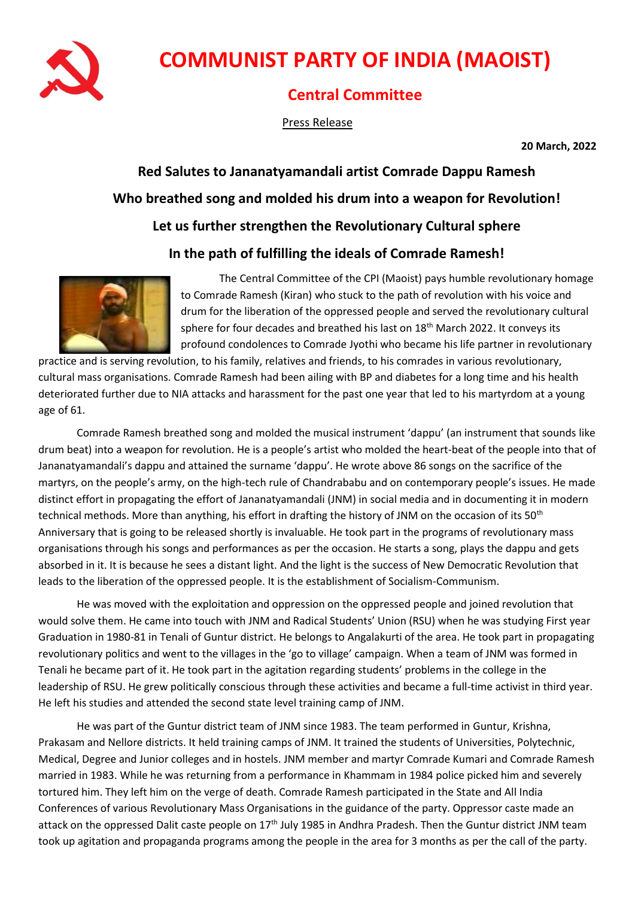# COMMUNIST PARTY OF INDIA (MAOIST)

## Central Committee

Press Release

**20 March, 2022**

### Red Salutes to Jananatyamandali artist Comrade Dappu Ramesh

### Who breathed song and molded his drum into a weapon for Revolution!

### Let us further strengthen the Revolutionary Cultural sphere

### In the path of fulfilling the ideals of Comrade Ramesh!

The Central Committee of the CPI (Maoist) pays humble revolutionary homage to Comrade Ramesh (Kiran) who stuck to the path of revolution with his voice and drum for the liberation of the oppressed people and served the revolutionary cultural sphere for four decades and breathed his last on 18th March 2022. It conveys its profound condolences to Comrade Jyothi who became his life partner in revolutionary practice and is serving revolution, to his family, relatives and friends, to his comrades in various revolutionary, cultural mass organisations. Comrade Ramesh had been ailing with BP and diabetes for a long time and his health deteriorated further due to NIA attacks and harassment for the past one year that led to his martyrdom at a young age of 61.

Comrade Ramesh breathed song and molded the musical instrument 'dappu' (an instrument that sounds like drum beat) into a weapon for revolution. He is a people's artist who molded the heart-beat of the people into that of Jananatyamandali's dappu and attained the surname 'dappu'. He wrote above 86 songs on the sacrifice of the martyrs, on the people's army, on the high-tech rule of Chandrababu and on contemporary people's issues. He made distinct effort in propagating the effort of Jananatyamandali (JNM) in social media and in documenting it in modern technical methods. More than anything, his effort in drafting the history of JNM on the occasion of its 50th Anniversary that is going to be released shortly is invaluable. He took part in the programs of revolutionary mass organisations through his songs and performances as per the occasion. He starts a song, plays the dappu and gets absorbed in it. It is because he sees a distant light. And the light is the success of New Democratic Revolution that leads to the liberation of the oppressed people. It is the establishment of Socialism-Communism.

He was moved with the exploitation and oppression on the oppressed people and joined revolution that would solve them. He came into touch with JNM and Radical Students' Union (RSU) when he was studying First year Graduation in 1980-81 in Tenali of Guntur district. He belongs to Angalakurti of the area. He took part in propagating revolutionary politics and went to the villages in the 'go to village' campaign. When a team of JNM was formed in Tenali he became part of it. He took part in the agitation regarding students' problems in the college in the leadership of RSU. He grew politically conscious through these activities and became a full-time activist in third year. He left his studies and attended the second state level training camp of JNM.

He was part of the Guntur district team of JNM since 1983. The team performed in Guntur, Krishna, Prakasam and Nellore districts. It held training camps of JNM. It trained the students of Universities, Polytechnic, Medical, Degree and Junior colleges and in hostels. JNM member and martyr Comrade Kumari and Comrade Ramesh married in 1983. While he was returning from a performance in Khammam in 1984 police picked him and severely tortured him. They left him on the verge of death. Comrade Ramesh participated in the State and All India Conferences of various Revolutionary Mass Organisations in the guidance of the party. Oppressor caste made an attack on the oppressed Dalit caste people on 17th July 1985 in Andhra Pradesh. Then the Guntur district JNM team took up agitation and propaganda programs among the people in the area for 3 months as per the call of the party.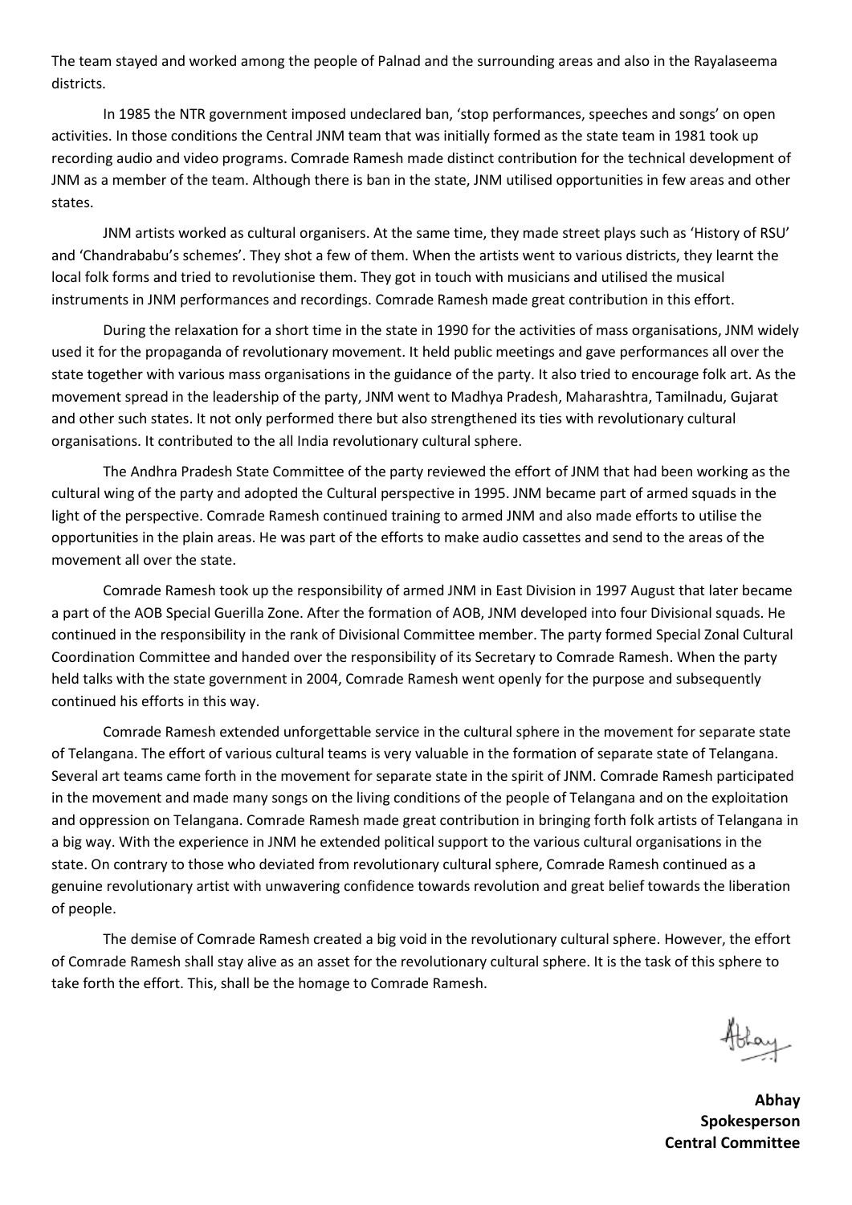The team stayed and worked among the people of Palnad and the surrounding areas and also in the Rayalaseema districts.

In 1985 the NTR government imposed undeclared ban, 'stop performances, speeches and songs' on open activities. In those conditions the Central JNM team that was initially formed as the state team in 1981 took up recording audio and video programs. Comrade Ramesh made distinct contribution for the technical development of JNM as a member of the team. Although there is ban in the state, JNM utilised opportunities in few areas and other states.

JNM artists worked as cultural organisers. At the same time, they made street plays such as 'History of RSU' and 'Chandrababu's schemes'. They shot a few of them. When the artists went to various districts, they learnt the local folk forms and tried to revolutionise them. They got in touch with musicians and utilised the musical instruments in JNM performances and recordings. Comrade Ramesh made great contribution in this effort.

During the relaxation for a short time in the state in 1990 for the activities of mass organisations, JNM widely used it for the propaganda of revolutionary movement. It held public meetings and gave performances all over the state together with various mass organisations in the guidance of the party. It also tried to encourage folk art. As the movement spread in the leadership of the party, JNM went to Madhya Pradesh, Maharashtra, Tamilnadu, Gujarat and other such states. It not only performed there but also strengthened its ties with revolutionary cultural organisations. It contributed to the all India revolutionary cultural sphere.

The Andhra Pradesh State Committee of the party reviewed the effort of JNM that had been working as the cultural wing of the party and adopted the Cultural perspective in 1995. JNM became part of armed squads in the light of the perspective. Comrade Ramesh continued training to armed JNM and also made efforts to utilise the opportunities in the plain areas. He was part of the efforts to make audio cassettes and send to the areas of the movement all over the state.

Comrade Ramesh took up the responsibility of armed JNM in East Division in 1997 August that later became a part of the AOB Special Guerilla Zone. After the formation of AOB, JNM developed into four Divisional squads. He continued in the responsibility in the rank of Divisional Committee member. The party formed Special Zonal Cultural Coordination Committee and handed over the responsibility of its Secretary to Comrade Ramesh. When the party held talks with the state government in 2004, Comrade Ramesh went openly for the purpose and subsequently continued his efforts in this way.

Comrade Ramesh extended unforgettable service in the cultural sphere in the movement for separate state of Telangana. The effort of various cultural teams is very valuable in the formation of separate state of Telangana. Several art teams came forth in the movement for separate state in the spirit of JNM. Comrade Ramesh participated in the movement and made many songs on the living conditions of the people of Telangana and on the exploitation and oppression on Telangana. Comrade Ramesh made great contribution in bringing forth folk artists of Telangana in a big way. With the experience in JNM he extended political support to the various cultural organisations in the state. On contrary to those who deviated from revolutionary cultural sphere, Comrade Ramesh continued as a genuine revolutionary artist with unwavering confidence towards revolution and great belief towards the liberation of people.

The demise of Comrade Ramesh created a big void in the revolutionary cultural sphere. However, the effort of Comrade Ramesh shall stay alive as an asset for the revolutionary cultural sphere. It is the task of this sphere to take forth the effort. This, shall be the homage to Comrade Ramesh.

Abhay

**Abhay**
**Spokesperson**
**Central Committee**